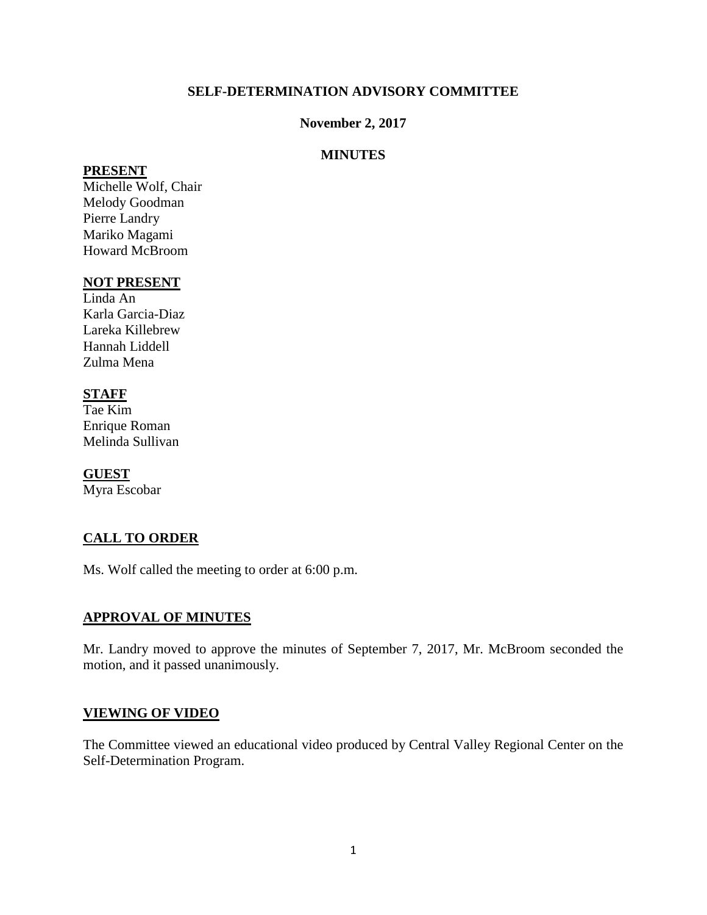# SELF-DETERMINATION ADVISORY COMMITTEE

**November 2, 2017**

**MINUTES**

**PRESENT**

Michelle Wolf, Chair
Melody Goodman
Pierre Landry
Mariko Magami
Howard McBroom

**NOT PRESENT**

Linda An
Karla Garcia-Diaz
Lareka Killebrew
Hannah Liddell
Zulma Mena

**STAFF**

Tae Kim
Enrique Roman
Melinda Sullivan

**GUEST**

Myra Escobar

## CALL TO ORDER

Ms. Wolf called the meeting to order at 6:00 p.m.

## APPROVAL OF MINUTES

Mr. Landry moved to approve the minutes of September 7, 2017, Mr. McBroom seconded the motion, and it passed unanimously.

## VIEWING OF VIDEO

The Committee viewed an educational video produced by Central Valley Regional Center on the Self-Determination Program.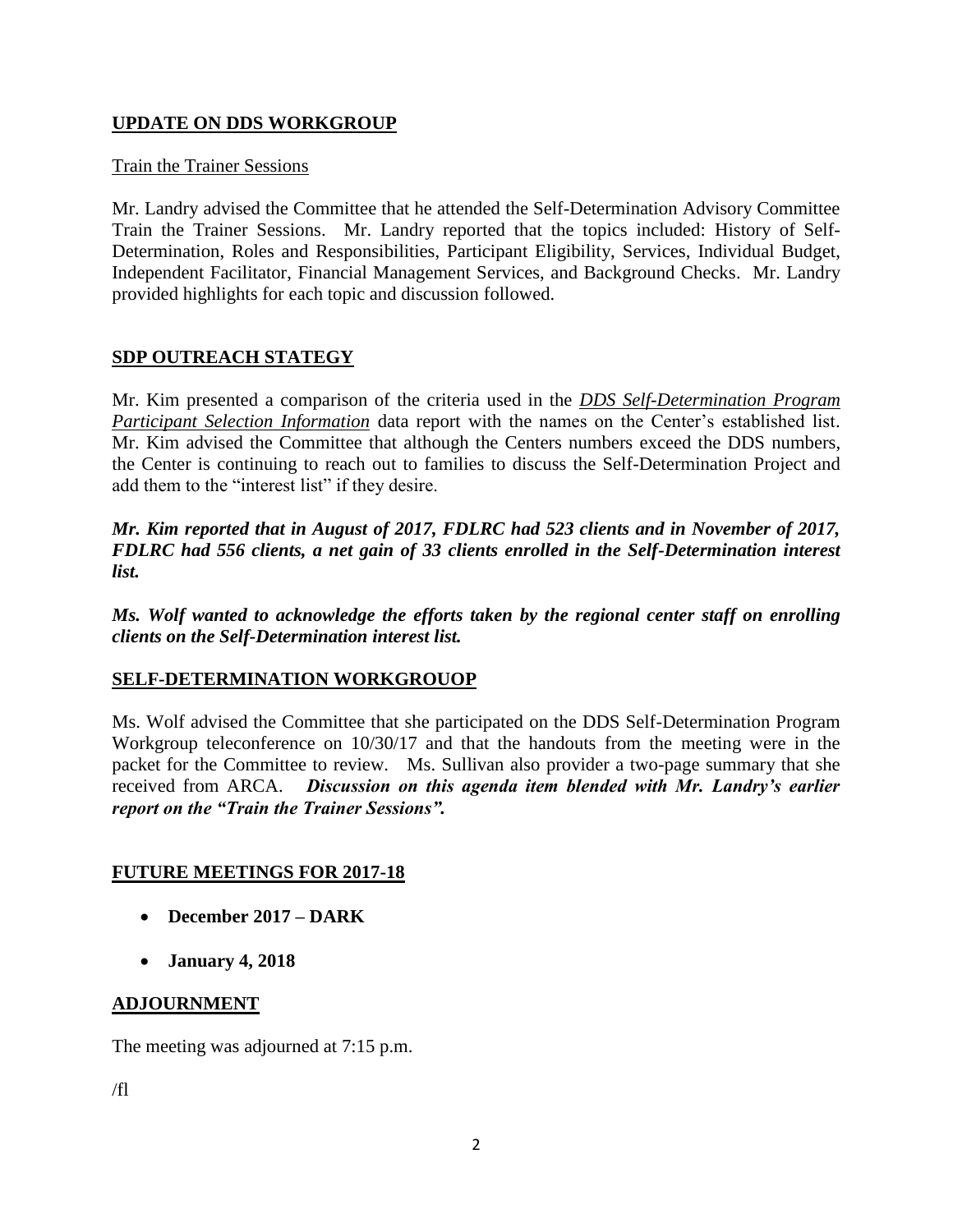## <u>UPDATE ON DDS WORKGROUP</u>

<u>Train the Trainer Sessions</u>

Mr. Landry advised the Committee that he attended the Self-Determination Advisory Committee Train the Trainer Sessions. Mr. Landry reported that the topics included: History of Self-Determination, Roles and Responsibilities, Participant Eligibility, Services, Individual Budget, Independent Facilitator, Financial Management Services, and Background Checks. Mr. Landry provided highlights for each topic and discussion followed.

## <u>SDP OUTREACH STATEGY</u>

Mr. Kim presented a comparison of the criteria used in the <u>*DDS Self-Determination Program Participant Selection Information*</u> data report with the names on the Center's established list. Mr. Kim advised the Committee that although the Centers numbers exceed the DDS numbers, the Center is continuing to reach out to families to discuss the Self-Determination Project and add them to the "interest list" if they desire.

***Mr. Kim reported that in August of 2017, FDLRC had 523 clients and in November of 2017, FDLRC had 556 clients, a net gain of 33 clients enrolled in the Self-Determination interest list.***

***Ms. Wolf wanted to acknowledge the efforts taken by the regional center staff on enrolling clients on the Self-Determination interest list.***

## <u>SELF-DETERMINATION WORKGROUOP</u>

Ms. Wolf advised the Committee that she participated on the DDS Self-Determination Program Workgroup teleconference on 10/30/17 and that the handouts from the meeting were in the packet for the Committee to review. Ms. Sullivan also provider a two-page summary that she received from ARCA. ***Discussion on this agenda item blended with Mr. Landry's earlier report on the "Train the Trainer Sessions".***

## <u>FUTURE MEETINGS FOR 2017-18</u>

- **December 2017 – DARK**
- **January 4, 2018**

## <u>ADJOURNMENT</u>

The meeting was adjourned at 7:15 p.m.

/fl